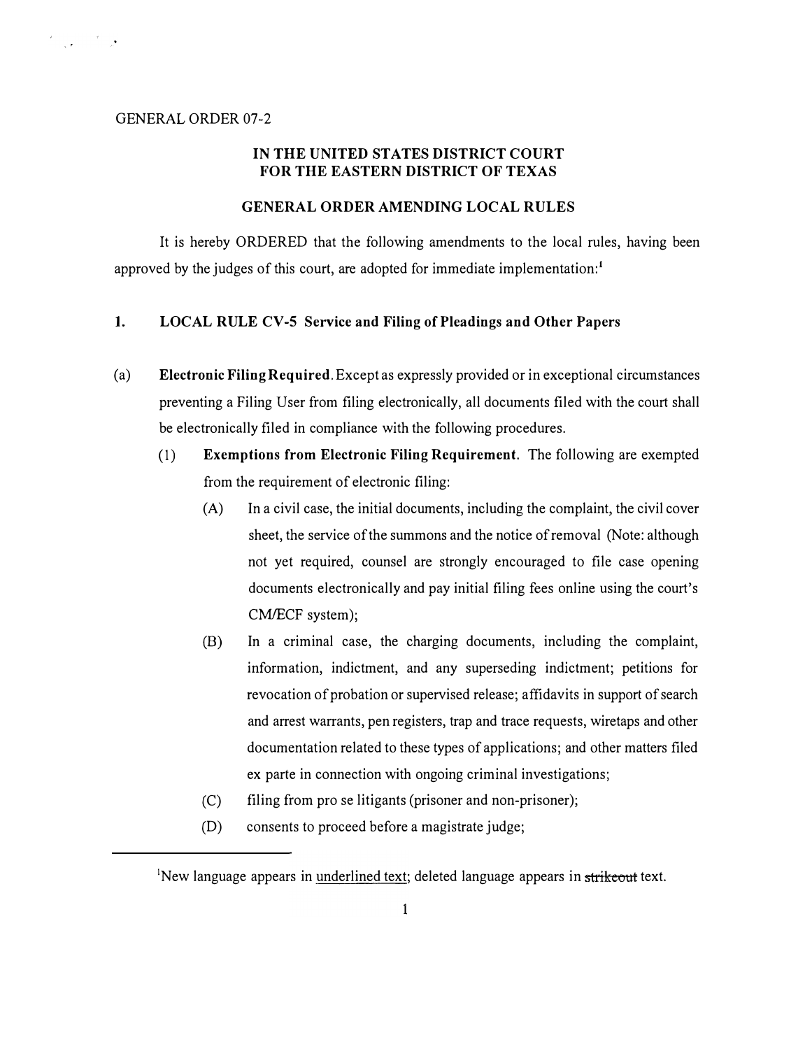GENERAL ORDER 07-2

**IN THE UNITED STATES DISTRICT COURT**
**FOR THE EASTERN DISTRICT OF TEXAS**

**GENERAL ORDER AMENDING LOCAL RULES**

It is hereby ORDERED that the following amendments to the local rules, having been approved by the judges of this court, are adopted for immediate implementation:[1]

## 1. LOCAL RULE CV-5 Service and Filing of Pleadings and Other Papers

(a) **Electronic Filing Required.** Except as expressly provided or in exceptional circumstances preventing a Filing User from filing electronically, all documents filed with the court shall be electronically filed in compliance with the following procedures.

(1) **Exemptions from Electronic Filing Requirement.** The following are exempted from the requirement of electronic filing:

(A) In a civil case, the initial documents, including the complaint, the civil cover sheet, the service of the summons and the notice of removal (Note: although not yet required, counsel are strongly encouraged to file case opening documents electronically and pay initial filing fees online using the court's CM/ECF system);

(B) In a criminal case, the charging documents, including the complaint, information, indictment, and any superseding indictment; petitions for revocation of probation or supervised release; affidavits in support of search and arrest warrants, pen registers, trap and trace requests, wiretaps and other documentation related to these types of applications; and other matters filed ex parte in connection with ongoing criminal investigations;

(C) filing from pro se litigants (prisoner and non-prisoner);

(D) consents to proceed before a magistrate judge;

---

[1] New language appears in <u>underlined text</u>; deleted language appears in ~~strikeout~~ text.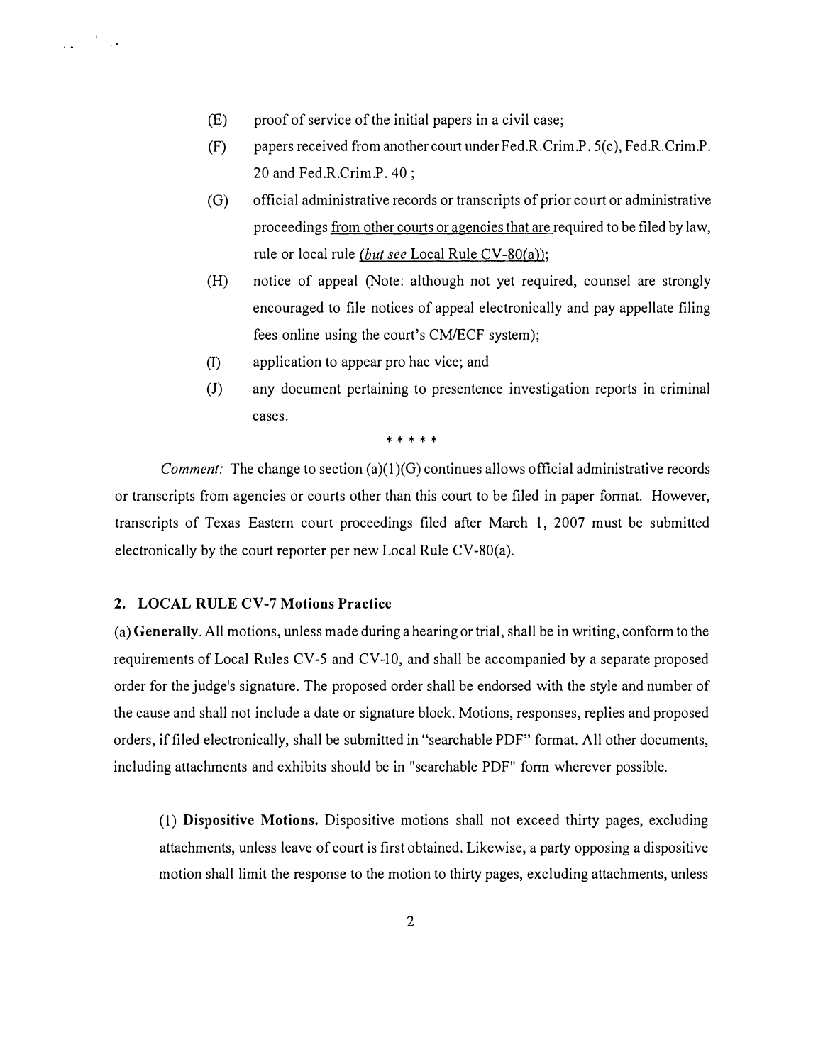(E) proof of service of the initial papers in a civil case;

(F) papers received from another court under Fed.R.Crim.P. 5(c), Fed.R.Crim.P. 20 and Fed.R.Crim.P. 40 ;

(G) official administrative records or transcripts of prior court or administrative proceedings <u>from other courts or agencies that are</u> required to be filed by law, rule or local rule <u>*(but see* Local Rule CV-80(a))</u>;

(H) notice of appeal (Note: although not yet required, counsel are strongly encouraged to file notices of appeal electronically and pay appellate filing fees online using the court's CM/ECF system);

(I) application to appear pro hac vice; and

(J) any document pertaining to presentence investigation reports in criminal cases.

\* \* \* \* \*

*Comment:* The change to section (a)(1)(G) continues allows official administrative records or transcripts from agencies or courts other than this court to be filed in paper format. However, transcripts of Texas Eastern court proceedings filed after March 1, 2007 must be submitted electronically by the court reporter per new Local Rule CV-80(a).

## 2. LOCAL RULE CV-7 Motions Practice

(a) **Generally**. All motions, unless made during a hearing or trial, shall be in writing, conform to the requirements of Local Rules CV-5 and CV-10, and shall be accompanied by a separate proposed order for the judge's signature. The proposed order shall be endorsed with the style and number of the cause and shall not include a date or signature block. Motions, responses, replies and proposed orders, if filed electronically, shall be submitted in "searchable PDF" format. All other documents, including attachments and exhibits should be in "searchable PDF" form wherever possible.

(1) **Dispositive Motions.** Dispositive motions shall not exceed thirty pages, excluding attachments, unless leave of court is first obtained. Likewise, a party opposing a dispositive motion shall limit the response to the motion to thirty pages, excluding attachments, unless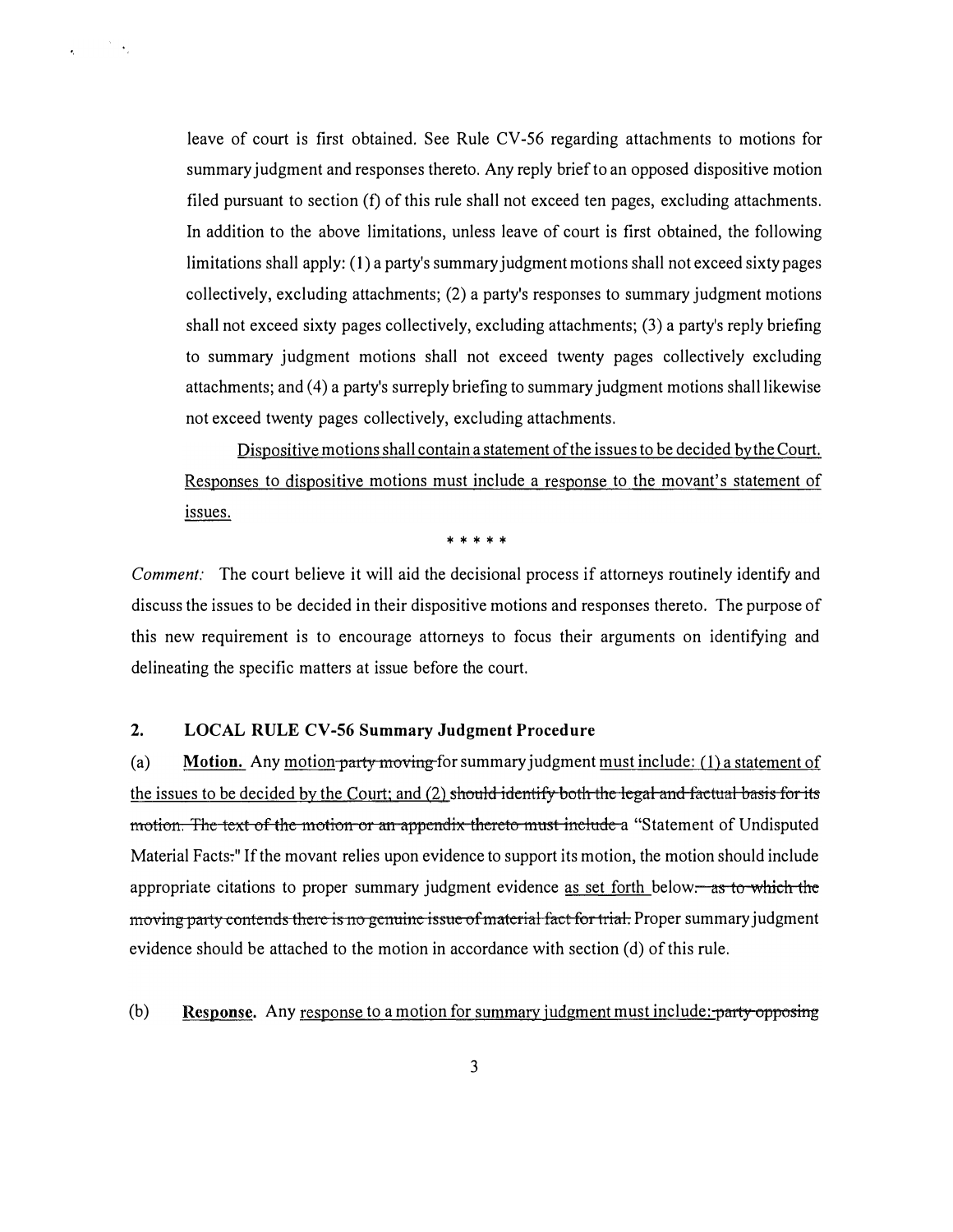leave of court is first obtained. See Rule CV-56 regarding attachments to motions for summary judgment and responses thereto. Any reply brief to an opposed dispositive motion filed pursuant to section (f) of this rule shall not exceed ten pages, excluding attachments. In addition to the above limitations, unless leave of court is first obtained, the following limitations shall apply: (1) a party's summary judgment motions shall not exceed sixty pages collectively, excluding attachments; (2) a party's responses to summary judgment motions shall not exceed sixty pages collectively, excluding attachments; (3) a party's reply briefing to summary judgment motions shall not exceed twenty pages collectively excluding attachments; and (4) a party's surreply briefing to summary judgment motions shall likewise not exceed twenty pages collectively, excluding attachments.

<u>Dispositive motions shall contain a statement of the issues to be decided by the Court. Responses to dispositive motions must include a response to the movant's statement of issues.</u>

\* \* \* \* \*

*Comment:* The court believe it will aid the decisional process if attorneys routinely identify and discuss the issues to be decided in their dispositive motions and responses thereto. The purpose of this new requirement is to encourage attorneys to focus their arguments on identifying and delineating the specific matters at issue before the court.

## 2. LOCAL RULE CV-56 Summary Judgment Procedure

(a) **<u>Motion.</u>** Any <u>motion</u> ~~party moving~~ for summary judgment <u>must include: (1) a statement of the issues to be decided by the Court; and (2)</u> ~~should identify both the legal and factual basis for its motion. The text of the motion or an appendix thereto must include a~~ "Statement of Undisputed Material Facts~~:~~" If the movant relies upon evidence to support its motion, the motion should include appropriate citations to proper summary judgment evidence <u>as set forth</u> below~~. as to which the moving party contends there is no genuine issue of material fact for trial.~~ Proper summary judgment evidence should be attached to the motion in accordance with section (d) of this rule.

(b) **Response.** Any <u>response to a motion for summary judgment must include:</u> ~~party opposing~~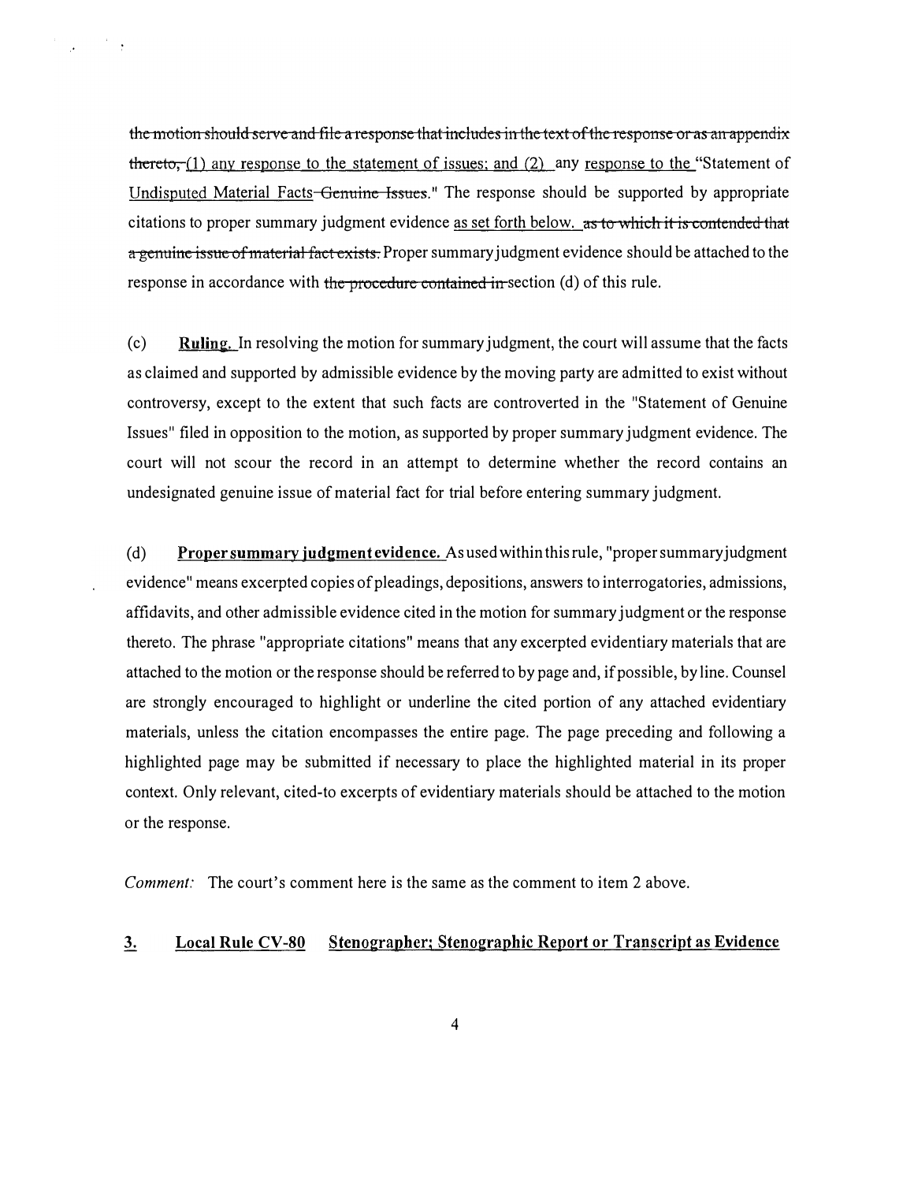~~the motion should serve and file a response that includes in the text of the response or as an appendix thereto,~~ (1) any response to the statement of issues; and (2) any response to the "Statement of Undisputed Material Facts ~~Genuine Issues~~." The response should be supported by appropriate citations to proper summary judgment evidence as set forth below. ~~as to which it is contended that a genuine issue of material fact exists.~~ Proper summary judgment evidence should be attached to the response in accordance with ~~the procedure contained in~~ section (d) of this rule.

(c) **Ruling.** In resolving the motion for summary judgment, the court will assume that the facts as claimed and supported by admissible evidence by the moving party are admitted to exist without controversy, except to the extent that such facts are controverted in the "Statement of Genuine Issues" filed in opposition to the motion, as supported by proper summary judgment evidence. The court will not scour the record in an attempt to determine whether the record contains an undesignated genuine issue of material fact for trial before entering summary judgment.

(d) **Proper summary judgment evidence.** As used within this rule, "proper summary judgment evidence" means excerpted copies of pleadings, depositions, answers to interrogatories, admissions, affidavits, and other admissible evidence cited in the motion for summary judgment or the response thereto. The phrase "appropriate citations" means that any excerpted evidentiary materials that are attached to the motion or the response should be referred to by page and, if possible, by line. Counsel are strongly encouraged to highlight or underline the cited portion of any attached evidentiary materials, unless the citation encompasses the entire page. The page preceding and following a highlighted page may be submitted if necessary to place the highlighted material in its proper context. Only relevant, cited-to excerpts of evidentiary materials should be attached to the motion or the response.

*Comment:* The court's comment here is the same as the comment to item 2 above.

## 3. Local Rule CV-80 Stenographer; Stenographic Report or Transcript as Evidence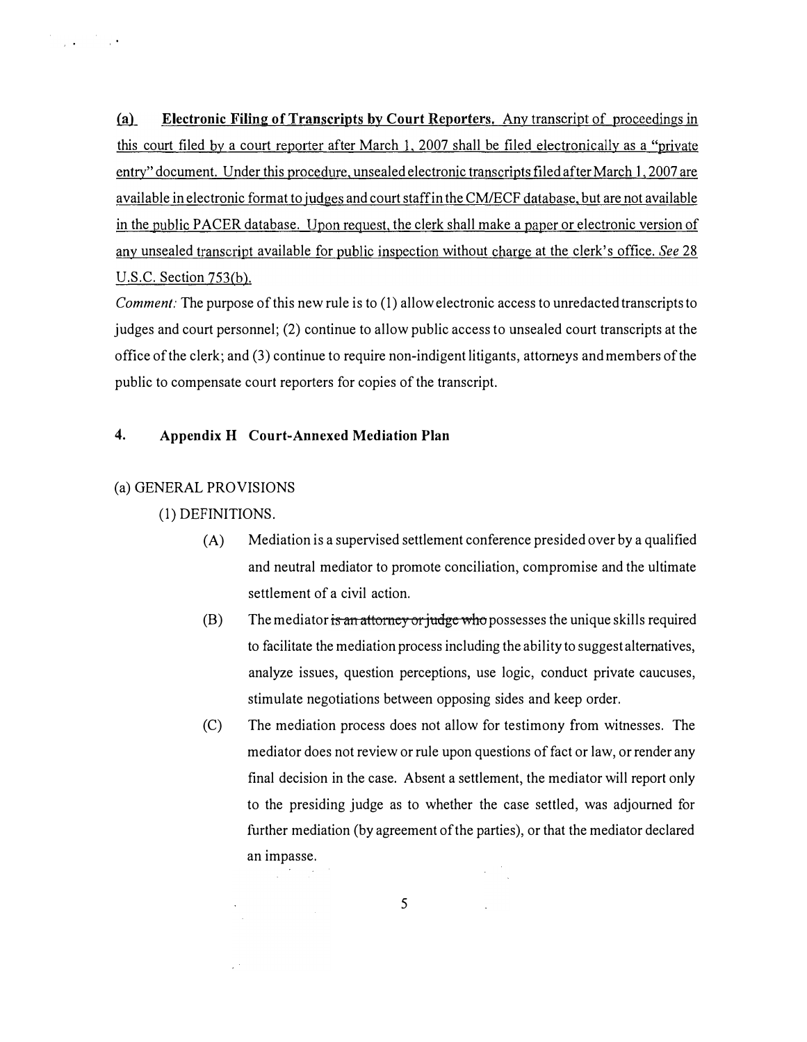**(a) Electronic Filing of Transcripts by Court Reporters.** Any transcript of proceedings in this court filed by a court reporter after March 1, 2007 shall be filed electronically as a "private entry" document. Under this procedure, unsealed electronic transcripts filed after March 1, 2007 are available in electronic format to judges and court staff in the CM/ECF database, but are not available in the public PACER database. Upon request, the clerk shall make a paper or electronic version of any unsealed transcript available for public inspection without charge at the clerk's office. *See* 28 U.S.C. Section 753(b).

*Comment:* The purpose of this new rule is to (1) allow electronic access to unredacted transcripts to judges and court personnel; (2) continue to allow public access to unsealed court transcripts at the office of the clerk; and (3) continue to require non-indigent litigants, attorneys and members of the public to compensate court reporters for copies of the transcript.

## 4. Appendix H Court-Annexed Mediation Plan

(a) GENERAL PROVISIONS

(1) DEFINITIONS.

(A) Mediation is a supervised settlement conference presided over by a qualified and neutral mediator to promote conciliation, compromise and the ultimate settlement of a civil action.

(B) The mediator ~~is an attorney or judge who~~ possesses the unique skills required to facilitate the mediation process including the ability to suggest alternatives, analyze issues, question perceptions, use logic, conduct private caucuses, stimulate negotiations between opposing sides and keep order.

(C) The mediation process does not allow for testimony from witnesses. The mediator does not review or rule upon questions of fact or law, or render any final decision in the case. Absent a settlement, the mediator will report only to the presiding judge as to whether the case settled, was adjourned for further mediation (by agreement of the parties), or that the mediator declared an impasse.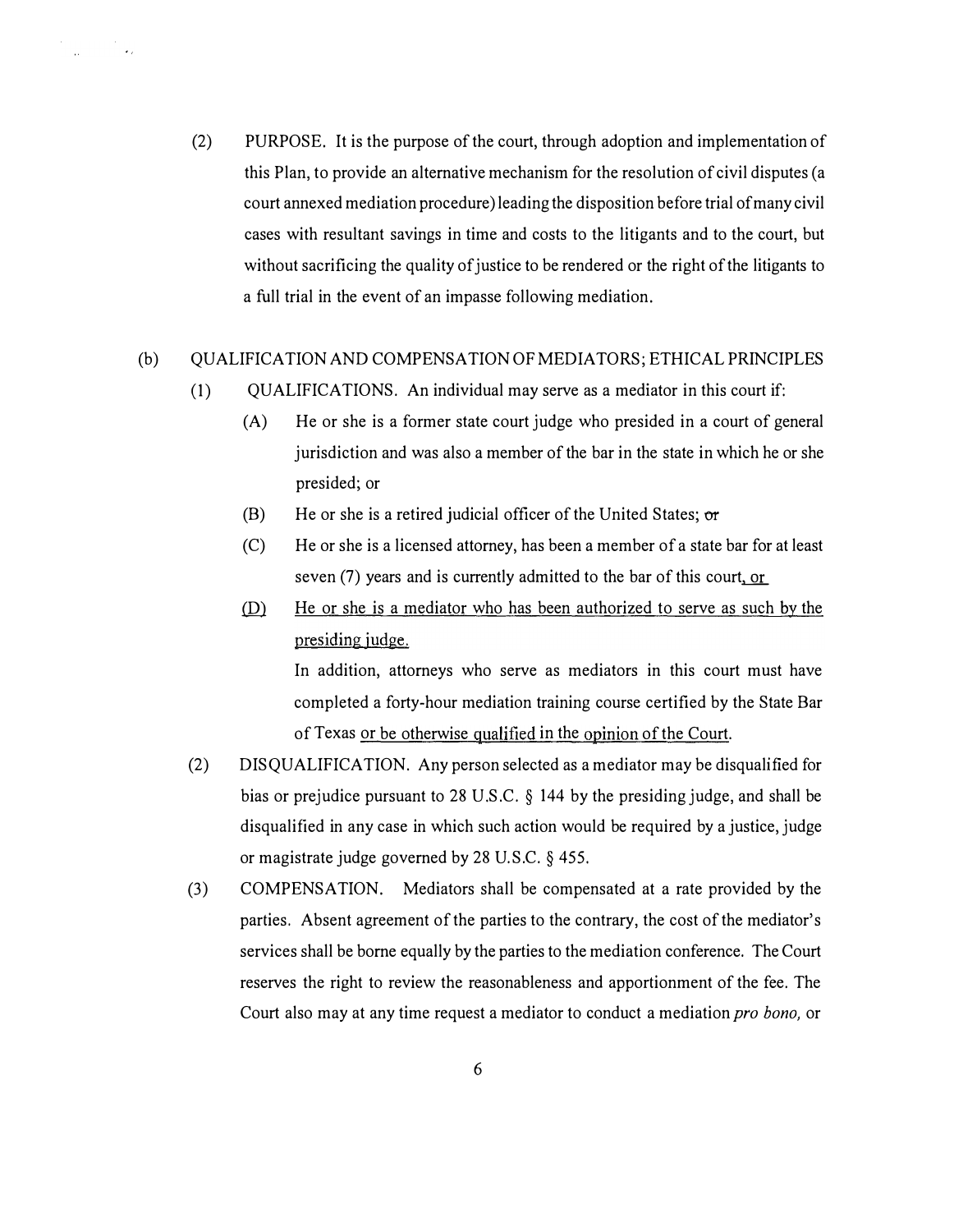(2) PURPOSE. It is the purpose of the court, through adoption and implementation of this Plan, to provide an alternative mechanism for the resolution of civil disputes (a court annexed mediation procedure) leading the disposition before trial of many civil cases with resultant savings in time and costs to the litigants and to the court, but without sacrificing the quality of justice to be rendered or the right of the litigants to a full trial in the event of an impasse following mediation.

(b) QUALIFICATION AND COMPENSATION OF MEDIATORS; ETHICAL PRINCIPLES

(1) QUALIFICATIONS. An individual may serve as a mediator in this court if:

(A) He or she is a former state court judge who presided in a court of general jurisdiction and was also a member of the bar in the state in which he or she presided; or

(B) He or she is a retired judicial officer of the United States; ~~or~~

(C) He or she is a licensed attorney, has been a member of a state bar for at least seven (7) years and is currently admitted to the bar of this court, or

(D) He or she is a mediator who has been authorized to serve as such by the presiding judge.

In addition, attorneys who serve as mediators in this court must have completed a forty-hour mediation training course certified by the State Bar of Texas or be otherwise qualified in the opinion of the Court.

(2) DISQUALIFICATION. Any person selected as a mediator may be disqualified for bias or prejudice pursuant to 28 U.S.C. § 144 by the presiding judge, and shall be disqualified in any case in which such action would be required by a justice, judge or magistrate judge governed by 28 U.S.C. § 455.

(3) COMPENSATION. Mediators shall be compensated at a rate provided by the parties. Absent agreement of the parties to the contrary, the cost of the mediator's services shall be borne equally by the parties to the mediation conference. The Court reserves the right to review the reasonableness and apportionment of the fee. The Court also may at any time request a mediator to conduct a mediation *pro bono,* or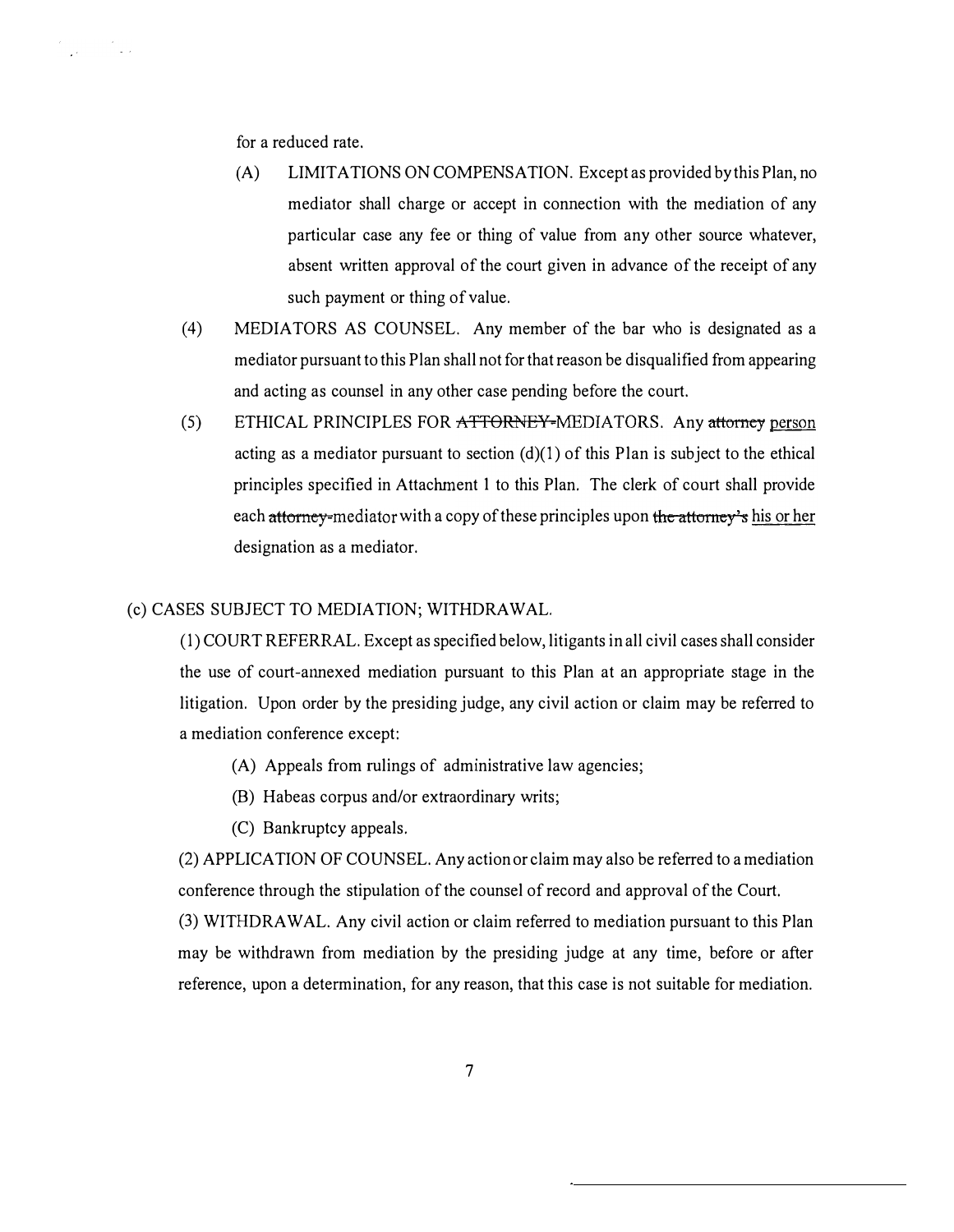for a reduced rate.

(A) LIMITATIONS ON COMPENSATION. Except as provided by this Plan, no mediator shall charge or accept in connection with the mediation of any particular case any fee or thing of value from any other source whatever, absent written approval of the court given in advance of the receipt of any such payment or thing of value.

(4) MEDIATORS AS COUNSEL. Any member of the bar who is designated as a mediator pursuant to this Plan shall not for that reason be disqualified from appearing and acting as counsel in any other case pending before the court.

(5) ETHICAL PRINCIPLES FOR ~~ATTORNEY-~~MEDIATORS. Any ~~attorney~~ person acting as a mediator pursuant to section (d)(1) of this Plan is subject to the ethical principles specified in Attachment 1 to this Plan. The clerk of court shall provide each ~~attorney-~~mediator with a copy of these principles upon ~~the attorney's~~ his or her designation as a mediator.

(c) CASES SUBJECT TO MEDIATION; WITHDRAWAL.

(1) COURT REFERRAL. Except as specified below, litigants in all civil cases shall consider the use of court-annexed mediation pursuant to this Plan at an appropriate stage in the litigation. Upon order by the presiding judge, any civil action or claim may be referred to a mediation conference except:

(A) Appeals from rulings of administrative law agencies;

(B) Habeas corpus and/or extraordinary writs;

(C) Bankruptcy appeals.

(2) APPLICATION OF COUNSEL. Any action or claim may also be referred to a mediation conference through the stipulation of the counsel of record and approval of the Court.

(3) WITHDRAWAL. Any civil action or claim referred to mediation pursuant to this Plan may be withdrawn from mediation by the presiding judge at any time, before or after reference, upon a determination, for any reason, that this case is not suitable for mediation.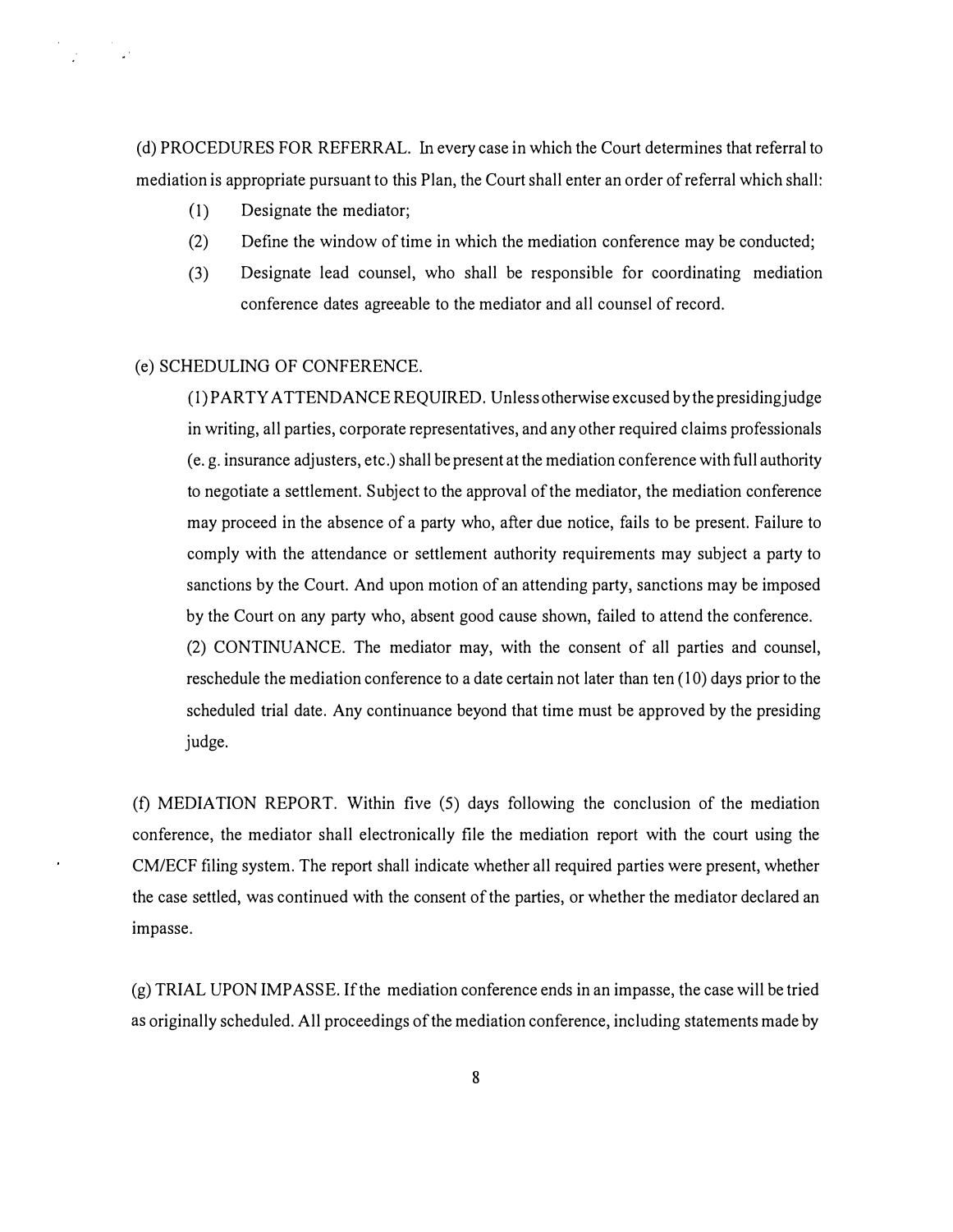(d) PROCEDURES FOR REFERRAL. In every case in which the Court determines that referral to mediation is appropriate pursuant to this Plan, the Court shall enter an order of referral which shall:

(1) Designate the mediator;

(2) Define the window of time in which the mediation conference may be conducted;

(3) Designate lead counsel, who shall be responsible for coordinating mediation conference dates agreeable to the mediator and all counsel of record.

(e) SCHEDULING OF CONFERENCE.

(1) PARTY ATTENDANCE REQUIRED. Unless otherwise excused by the presiding judge in writing, all parties, corporate representatives, and any other required claims professionals (e. g. insurance adjusters, etc.) shall be present at the mediation conference with full authority to negotiate a settlement. Subject to the approval of the mediator, the mediation conference may proceed in the absence of a party who, after due notice, fails to be present. Failure to comply with the attendance or settlement authority requirements may subject a party to sanctions by the Court. And upon motion of an attending party, sanctions may be imposed by the Court on any party who, absent good cause shown, failed to attend the conference.

(2) CONTINUANCE. The mediator may, with the consent of all parties and counsel, reschedule the mediation conference to a date certain not later than ten (10) days prior to the scheduled trial date. Any continuance beyond that time must be approved by the presiding judge.

(f) MEDIATION REPORT. Within five (5) days following the conclusion of the mediation conference, the mediator shall electronically file the mediation report with the court using the CM/ECF filing system. The report shall indicate whether all required parties were present, whether the case settled, was continued with the consent of the parties, or whether the mediator declared an impasse.

(g) TRIAL UPON IMPASSE. If the mediation conference ends in an impasse, the case will be tried as originally scheduled. All proceedings of the mediation conference, including statements made by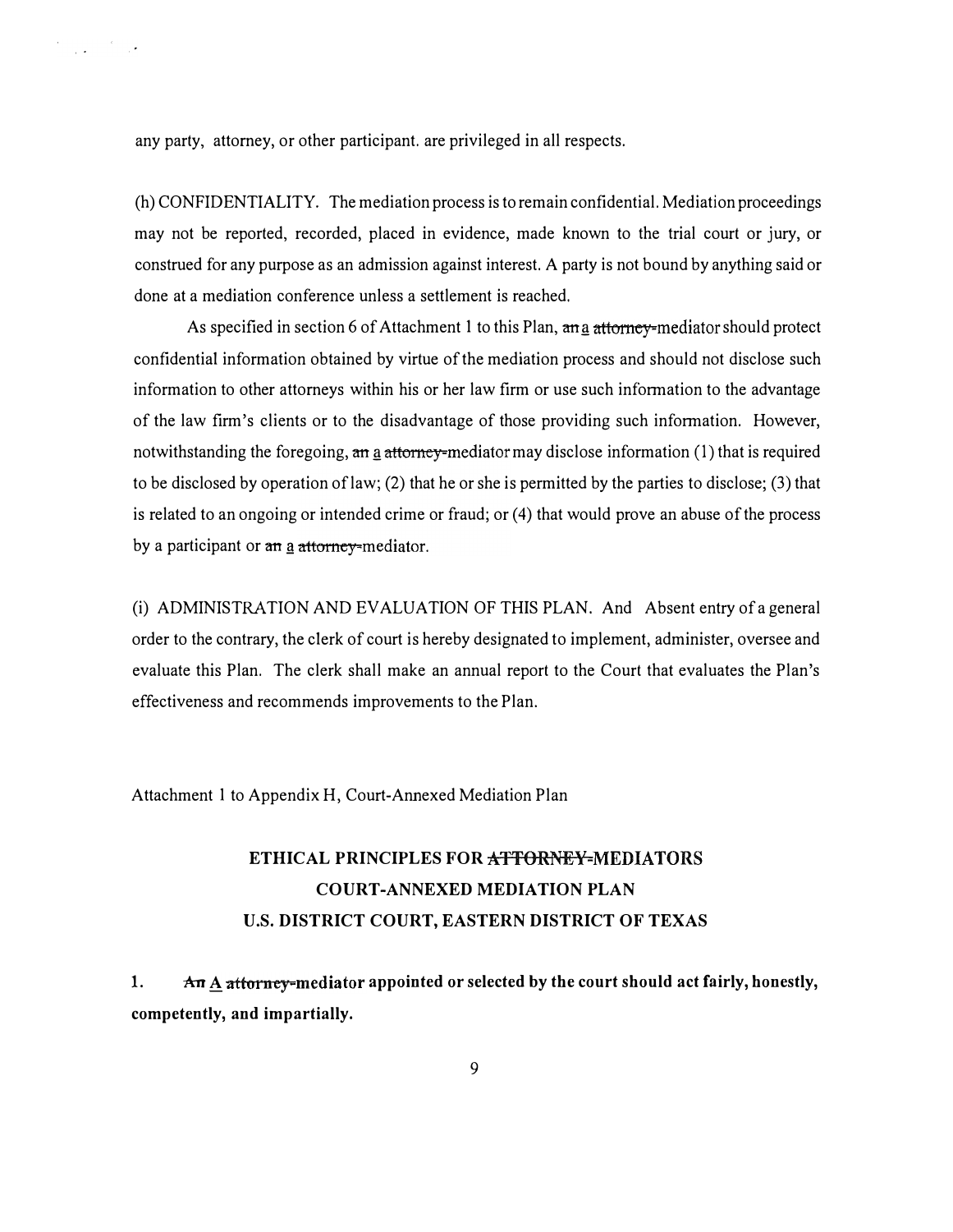any party, attorney, or other participant. are privileged in all respects.

(h) CONFIDENTIALITY. The mediation process is to remain confidential. Mediation proceedings may not be reported, recorded, placed in evidence, made known to the trial court or jury, or construed for any purpose as an admission against interest. A party is not bound by anything said or done at a mediation conference unless a settlement is reached.

As specified in section 6 of Attachment 1 to this Plan, ~~an~~ a ~~attorney-~~mediator should protect confidential information obtained by virtue of the mediation process and should not disclose such information to other attorneys within his or her law firm or use such information to the advantage of the law firm's clients or to the disadvantage of those providing such information. However, notwithstanding the foregoing, ~~an~~ a ~~attorney-~~mediator may disclose information (1) that is required to be disclosed by operation of law; (2) that he or she is permitted by the parties to disclose; (3) that is related to an ongoing or intended crime or fraud; or (4) that would prove an abuse of the process by a participant or ~~an~~ a ~~attorney-~~mediator.

(i) ADMINISTRATION AND EVALUATION OF THIS PLAN. And Absent entry of a general order to the contrary, the clerk of court is hereby designated to implement, administer, oversee and evaluate this Plan. The clerk shall make an annual report to the Court that evaluates the Plan's effectiveness and recommends improvements to the Plan.

Attachment 1 to Appendix H, Court-Annexed Mediation Plan

## ETHICAL PRINCIPLES FOR ~~ATTORNEY-~~MEDIATORS
## COURT-ANNEXED MEDIATION PLAN
## U.S. DISTRICT COURT, EASTERN DISTRICT OF TEXAS

**1. ~~An~~ A ~~attorney-~~mediator appointed or selected by the court should act fairly, honestly, competently, and impartially.**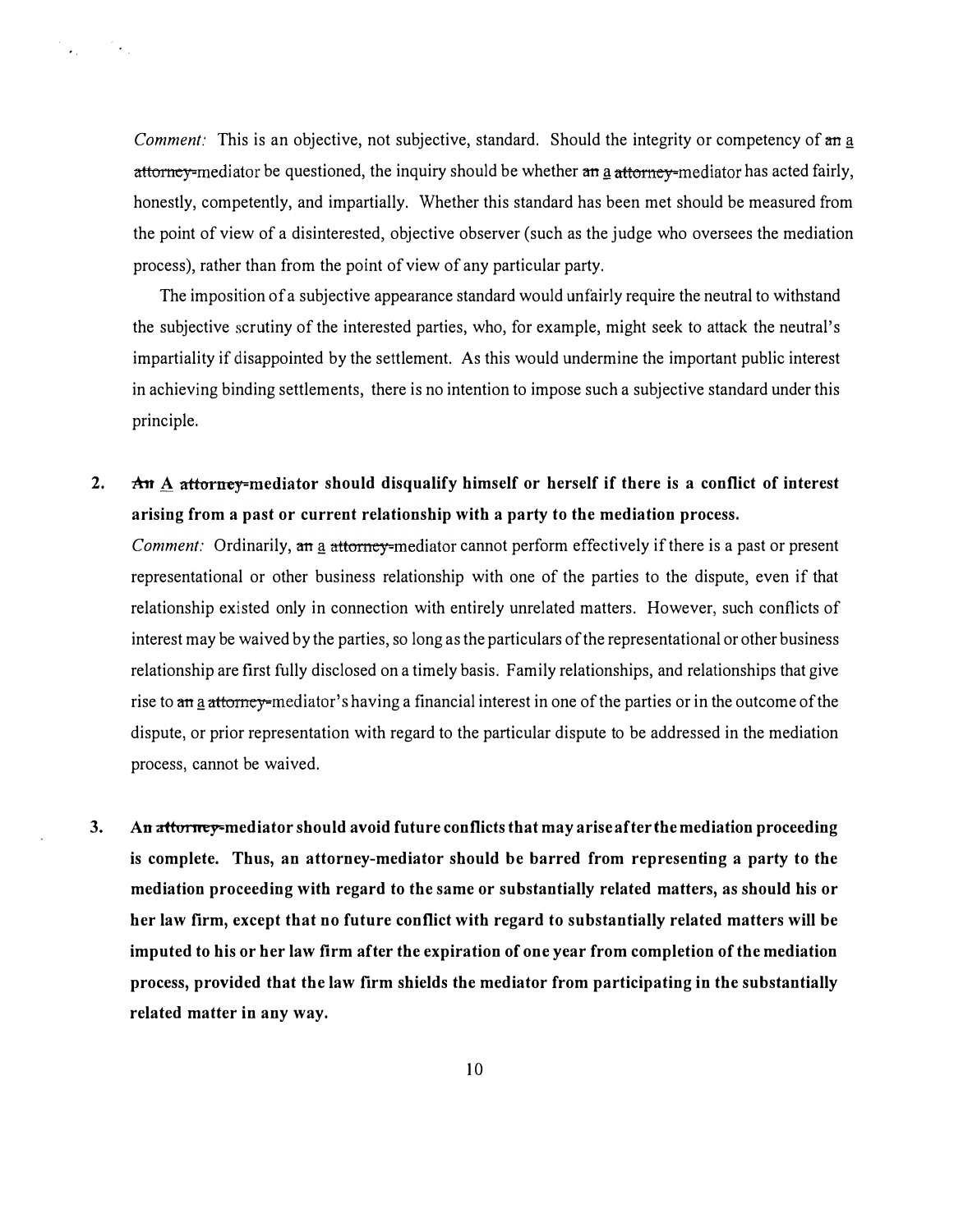*Comment:* This is an objective, not subjective, standard. Should the integrity or competency of ~~an~~ <u>a</u> ~~attorney-~~mediator be questioned, the inquiry should be whether ~~an~~ <u>a</u> ~~attorney-~~mediator has acted fairly, honestly, competently, and impartially. Whether this standard has been met should be measured from the point of view of a disinterested, objective observer (such as the judge who oversees the mediation process), rather than from the point of view of any particular party.

The imposition of a subjective appearance standard would unfairly require the neutral to withstand the subjective scrutiny of the interested parties, who, for example, might seek to attack the neutral's impartiality if disappointed by the settlement. As this would undermine the important public interest in achieving binding settlements, there is no intention to impose such a subjective standard under this principle.

2. **~~An~~ <u>A</u> ~~attorney-~~mediator should disqualify himself or herself if there is a conflict of interest arising from a past or current relationship with a party to the mediation process.**

   *Comment:* Ordinarily, ~~an~~ <u>a</u> ~~attorney-~~mediator cannot perform effectively if there is a past or present representational or other business relationship with one of the parties to the dispute, even if that relationship existed only in connection with entirely unrelated matters. However, such conflicts of interest may be waived by the parties, so long as the particulars of the representational or other business relationship are first fully disclosed on a timely basis. Family relationships, and relationships that give rise to ~~an~~ <u>a</u> ~~attorney-~~mediator's having a financial interest in one of the parties or in the outcome of the dispute, or prior representation with regard to the particular dispute to be addressed in the mediation process, cannot be waived.

3. **An ~~attorney-~~mediator should avoid future conflicts that may arise after the mediation proceeding is complete. Thus, an attorney-mediator should be barred from representing a party to the mediation proceeding with regard to the same or substantially related matters, as should his or her law firm, except that no future conflict with regard to substantially related matters will be imputed to his or her law firm after the expiration of one year from completion of the mediation process, provided that the law firm shields the mediator from participating in the substantially related matter in any way.**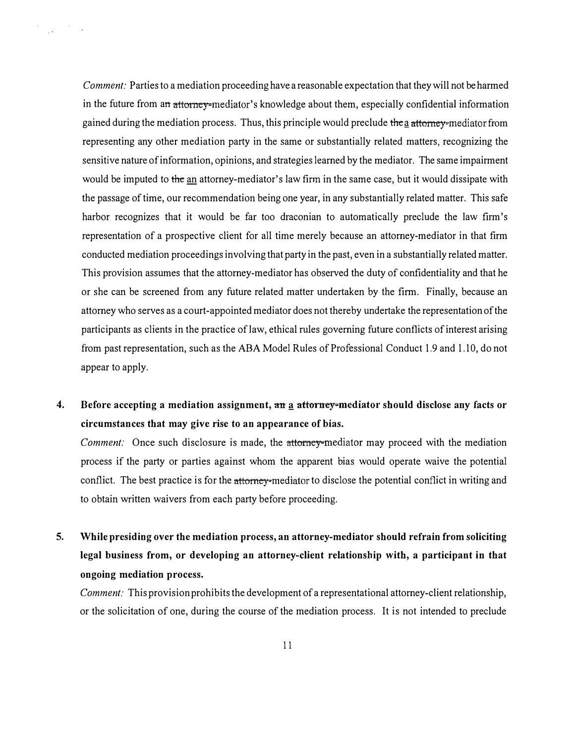*Comment:* Parties to a mediation proceeding have a reasonable expectation that they will not be harmed in the future from a~~n~~ ~~attorney-~~mediator's knowledge about them, especially confidential information gained during the mediation process. Thus, this principle would preclude ~~the~~a ~~attorney-~~mediator from representing any other mediation party in the same or substantially related matters, recognizing the sensitive nature of information, opinions, and strategies learned by the mediator. The same impairment would be imputed to ~~the~~ an attorney-mediator's law firm in the same case, but it would dissipate with the passage of time, our recommendation being one year, in any substantially related matter. This safe harbor recognizes that it would be far too draconian to automatically preclude the law firm's representation of a prospective client for all time merely because an attorney-mediator in that firm conducted mediation proceedings involving that party in the past, even in a substantially related matter. This provision assumes that the attorney-mediator has observed the duty of confidentiality and that he or she can be screened from any future related matter undertaken by the firm. Finally, because an attorney who serves as a court-appointed mediator does not thereby undertake the representation of the participants as clients in the practice of law, ethical rules governing future conflicts of interest arising from past representation, such as the ABA Model Rules of Professional Conduct 1.9 and 1.10, do not appear to apply.

4. **Before accepting a mediation assignment, ~~an~~ a ~~attorney-~~mediator should disclose any facts or circumstances that may give rise to an appearance of bias.**

   *Comment:* Once such disclosure is made, the ~~attorney-~~mediator may proceed with the mediation process if the party or parties against whom the apparent bias would operate waive the potential conflict. The best practice is for the ~~attorney-~~mediator to disclose the potential conflict in writing and to obtain written waivers from each party before proceeding.

5. **While presiding over the mediation process, an attorney-mediator should refrain from soliciting legal business from, or developing an attorney-client relationship with, a participant in that ongoing mediation process.**

   *Comment:* This provision prohibits the development of a representational attorney-client relationship, or the solicitation of one, during the course of the mediation process. It is not intended to preclude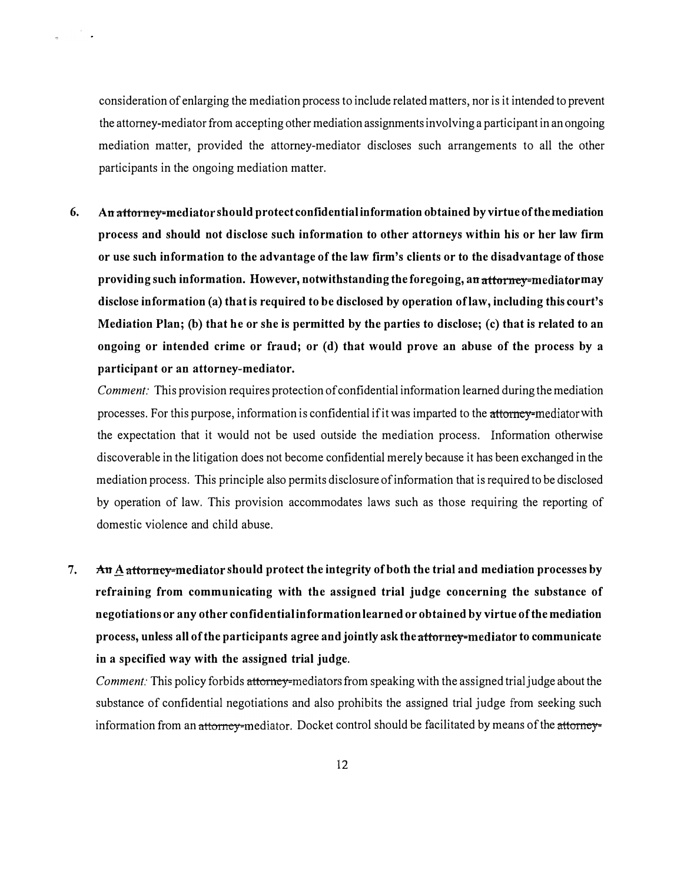consideration of enlarging the mediation process to include related matters, nor is it intended to prevent the attorney-mediator from accepting other mediation assignments involving a participant in an ongoing mediation matter, provided the attorney-mediator discloses such arrangements to all the other participants in the ongoing mediation matter.

6. **An ~~attorney-~~mediator should protect confidential information obtained by virtue of the mediation process and should not disclose such information to other attorneys within his or her law firm or use such information to the advantage of the law firm's clients or to the disadvantage of those providing such information. However, notwithstanding the foregoing, an ~~attorney-~~mediator may disclose information (a) that is required to be disclosed by operation of law, including this court's Mediation Plan; (b) that he or she is permitted by the parties to disclose; (c) that is related to an ongoing or intended crime or fraud; or (d) that would prove an abuse of the process by a participant or an attorney-mediator.**

   *Comment:* This provision requires protection of confidential information learned during the mediation processes. For this purpose, information is confidential if it was imparted to the ~~attorney-~~mediator with the expectation that it would not be used outside the mediation process. Information otherwise discoverable in the litigation does not become confidential merely because it has been exchanged in the mediation process. This principle also permits disclosure of information that is required to be disclosed by operation of law. This provision accommodates laws such as those requiring the reporting of domestic violence and child abuse.

7. **~~An~~ <u>A</u> ~~attorney-~~mediator should protect the integrity of both the trial and mediation processes by refraining from communicating with the assigned trial judge concerning the substance of negotiations or any other confidential information learned or obtained by virtue of the mediation process, unless all of the participants agree and jointly ask the ~~attorney-~~mediator to communicate in a specified way with the assigned trial judge.**

   *Comment:* This policy forbids ~~attorney-~~mediators from speaking with the assigned trial judge about the substance of confidential negotiations and also prohibits the assigned trial judge from seeking such information from an ~~attorney-~~mediator. Docket control should be facilitated by means of the ~~attorney-~~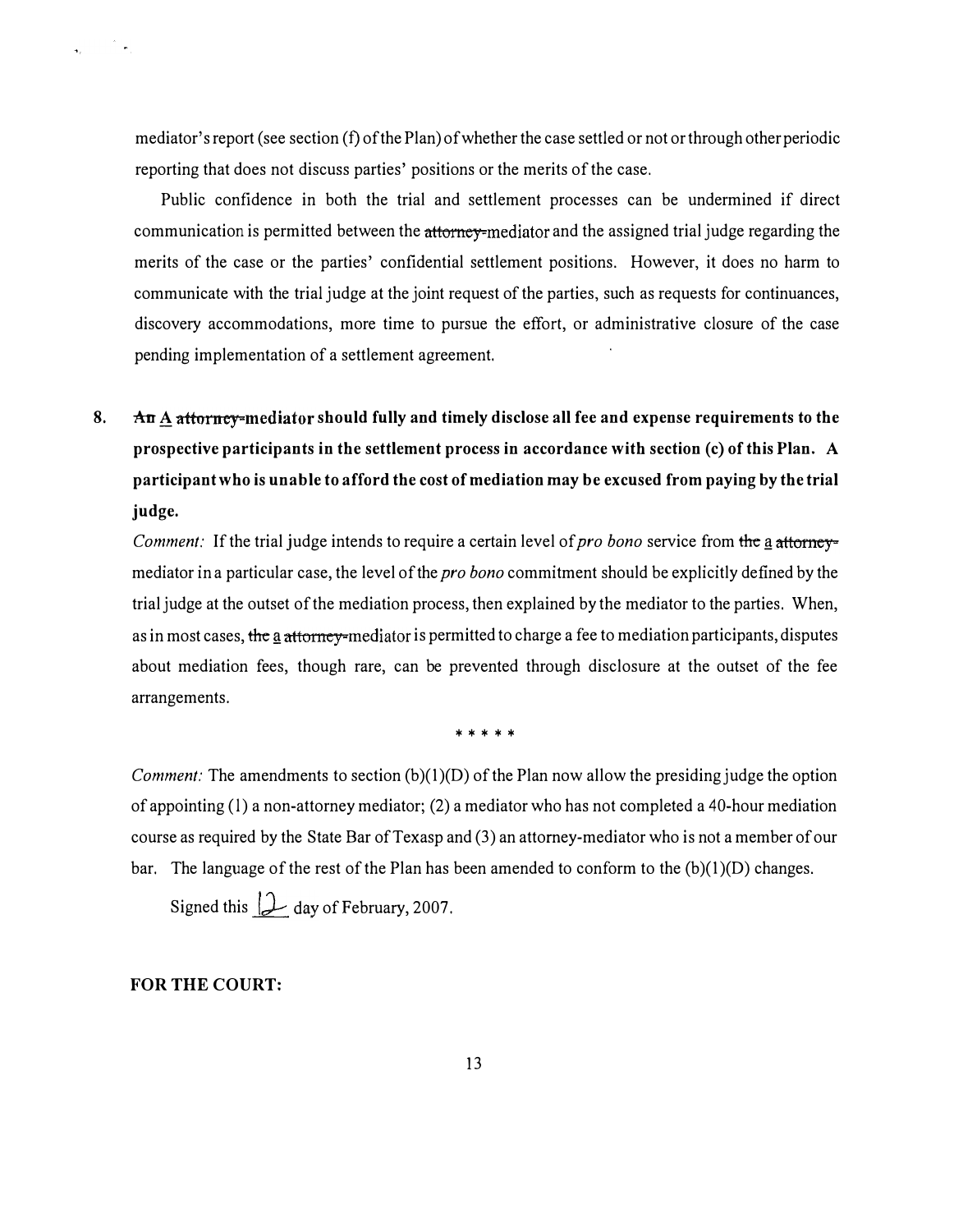mediator's report (see section (f) of the Plan) of whether the case settled or not or through other periodic reporting that does not discuss parties' positions or the merits of the case.

Public confidence in both the trial and settlement processes can be undermined if direct communication is permitted between the ~~attorney-~~mediator and the assigned trial judge regarding the merits of the case or the parties' confidential settlement positions. However, it does no harm to communicate with the trial judge at the joint request of the parties, such as requests for continuances, discovery accommodations, more time to pursue the effort, or administrative closure of the case pending implementation of a settlement agreement.

8. **~~An~~ A ~~attorney-~~mediator should fully and timely disclose all fee and expense requirements to the prospective participants in the settlement process in accordance with section (c) of this Plan. A participant who is unable to afford the cost of mediation may be excused from paying by the trial judge.**

*Comment:* If the trial judge intends to require a certain level of *pro bono* service from ~~the~~ a ~~attorney-~~mediator in a particular case, the level of the *pro bono* commitment should be explicitly defined by the trial judge at the outset of the mediation process, then explained by the mediator to the parties. When, as in most cases, ~~the~~ a ~~attorney-~~mediator is permitted to charge a fee to mediation participants, disputes about mediation fees, though rare, can be prevented through disclosure at the outset of the fee arrangements.

\* \* \* \* \*

*Comment:* The amendments to section (b)(1)(D) of the Plan now allow the presiding judge the option of appointing (1) a non-attorney mediator; (2) a mediator who has not completed a 40-hour mediation course as required by the State Bar of Texasp and (3) an attorney-mediator who is not a member of our bar. The language of the rest of the Plan has been amended to conform to the (b)(1)(D) changes.

Signed this 12 day of February, 2007.

**FOR THE COURT:**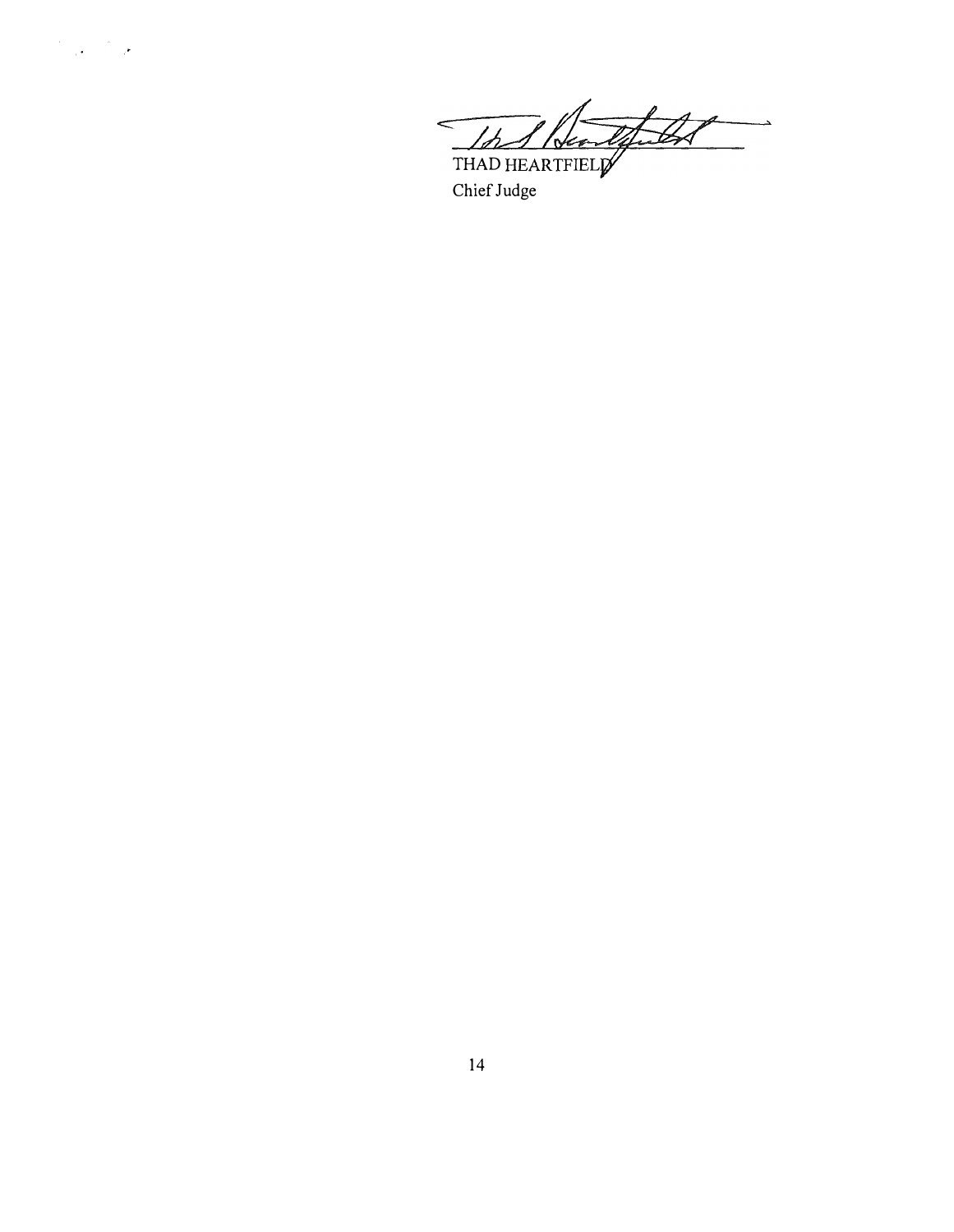THAD HEARTFIELD
Chief Judge